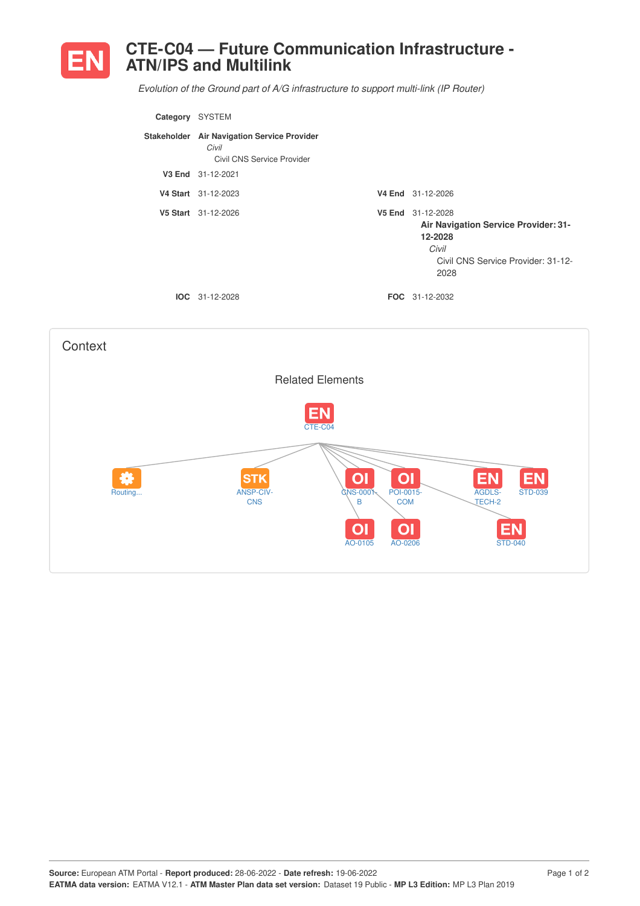# EN CTE-C04 — Future Communication Infrastructure - ATN/IPS and Multilink

*Evolution of the Ground part of A/G infrastructure to support multi-link (IP Router)*

**Category** SYSTEM

**Stakeholder** **Air Navigation Service Provider**
*Civil*
Civil CNS Service Provider

**V3 End** 31-12-2021

**V4 Start** 31-12-2023 **V4 End** 31-12-2026

**V5 Start** 31-12-2026 **V5 End** 31-12-2028
**Air Navigation Service Provider: 31-12-2028**
*Civil*
Civil CNS Service Provider: 31-12-2028

**IOC** 31-12-2028 **FOC** 31-12-2032

## Context

### Related Elements

EN CTE-C04

Routing... | STK ANSP-CIV-CNS | OI CNS-0001-B | OI POI-0015-COM | EN AGDLS-TECH-2 | EN STD-039 | OI AO-0105 | OI AO-0206 | EN STD-040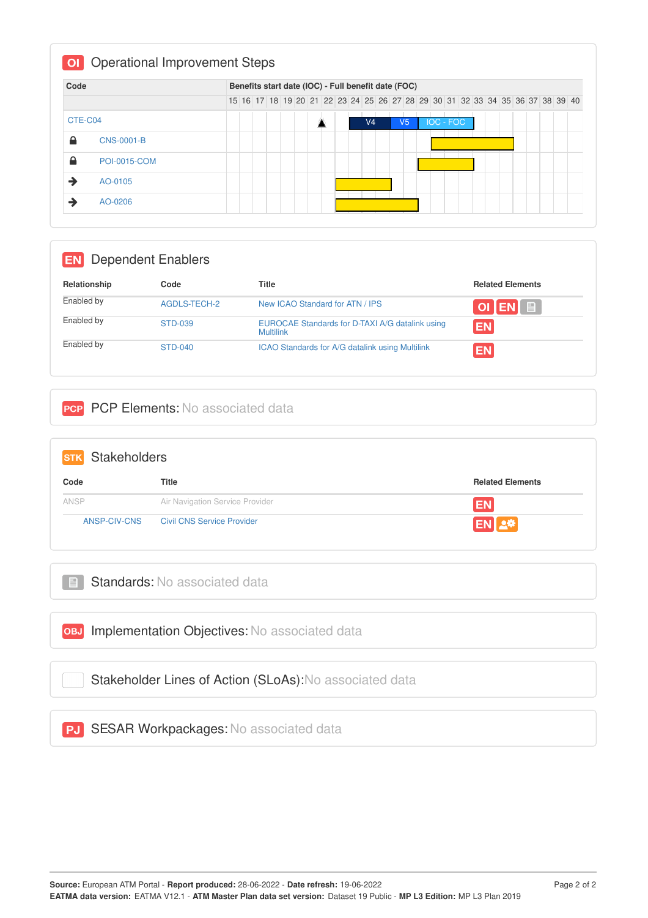## OI Operational Improvement Steps

| Code | Benefits start date (IOC) - Full benefit date (FOC) |
|---|---|
| | 15 16 17 18 19 20 21 22 23 24 25 26 27 28 29 30 31 32 33 34 35 36 37 38 39 40 |
| CTE-C04 | V4 V5 IOC - FOC |
| CNS-0001-B | |
| POI-0015-COM | |
| AO-0105 | |
| AO-0206 | |

## EN Dependent Enablers

| Relationship | Code | Title | Related Elements |
|---|---|---|---|
| Enabled by | AGDLS-TECH-2 | New ICAO Standard for ATN / IPS | OI EN |
| Enabled by | STD-039 | EUROCAE Standards for D-TAXI A/G datalink using Multilink | EN |
| Enabled by | STD-040 | ICAO Standards for A/G datalink using Multilink | EN |

## PCP PCP Elements: No associated data

## STK Stakeholders

| Code | Title | Related Elements |
|---|---|---|
| ANSP | Air Navigation Service Provider | EN |
| ANSP-CIV-CNS | Civil CNS Service Provider | EN |

## Standards: No associated data

## OBJ Implementation Objectives: No associated data

## Stakeholder Lines of Action (SLoAs): No associated data

## PJ SESAR Workpackages: No associated data

**Source:** European ATM Portal - **Report produced:** 28-06-2022 - **Date refresh:** 19-06-2022
**EATMA data version:** EATMA V12.1 - **ATM Master Plan data set version:** Dataset 19 Public - **MP L3 Edition:** MP L3 Plan 2019